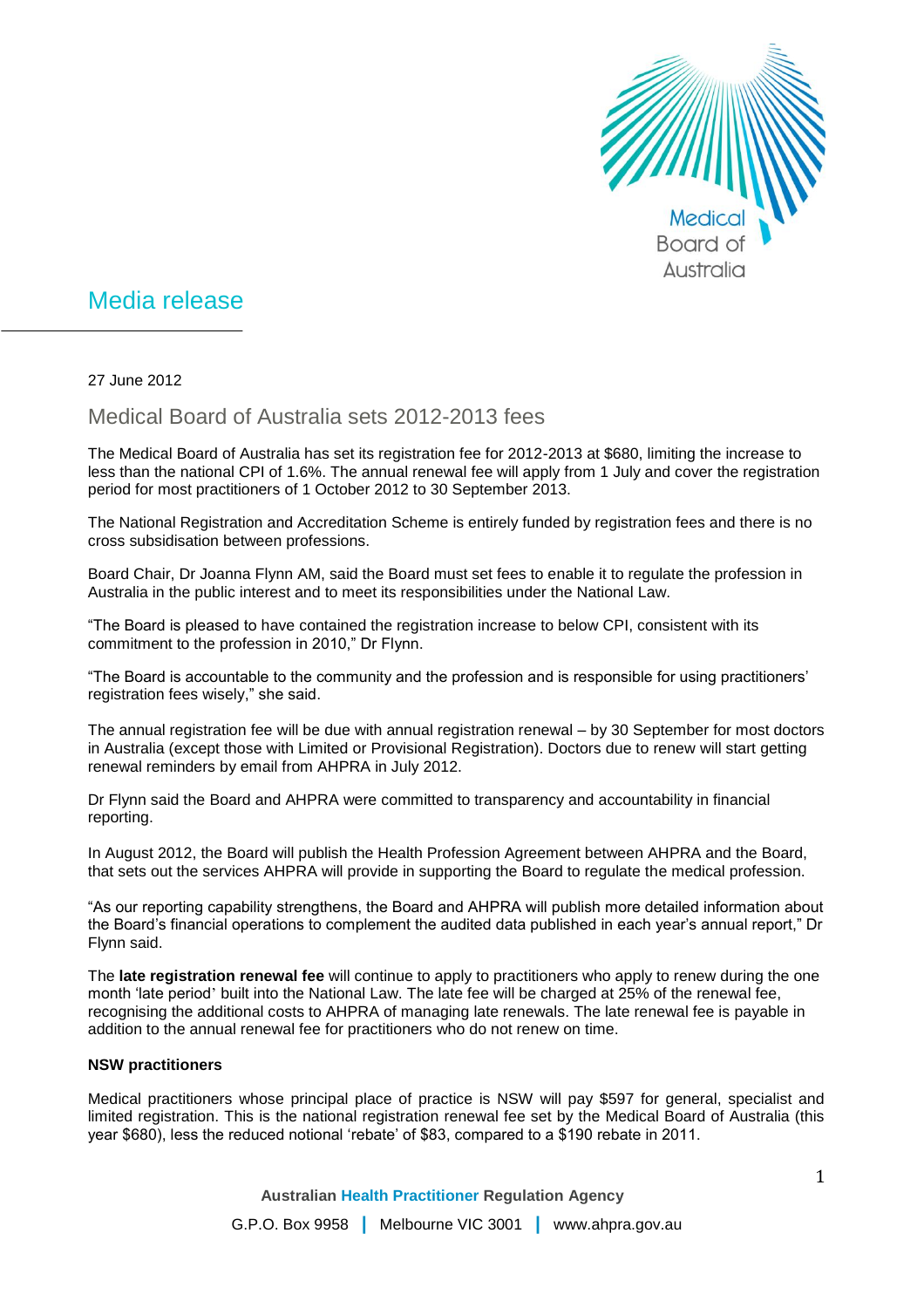Medical Board of Australia

# Media release

27 June 2012

## Medical Board of Australia sets 2012-2013 fees

The Medical Board of Australia has set its registration fee for 2012-2013 at $680, limiting the increase to less than the national CPI of 1.6%. The annual renewal fee will apply from 1 July and cover the registration period for most practitioners of 1 October 2012 to 30 September 2013.

The National Registration and Accreditation Scheme is entirely funded by registration fees and there is no cross subsidisation between professions.

Board Chair, Dr Joanna Flynn AM, said the Board must set fees to enable it to regulate the profession in Australia in the public interest and to meet its responsibilities under the National Law.

"The Board is pleased to have contained the registration increase to below CPI, consistent with its commitment to the profession in 2010," Dr Flynn.

"The Board is accountable to the community and the profession and is responsible for using practitioners' registration fees wisely," she said.

The annual registration fee will be due with annual registration renewal – by 30 September for most doctors in Australia (except those with Limited or Provisional Registration). Doctors due to renew will start getting renewal reminders by email from AHPRA in July 2012.

Dr Flynn said the Board and AHPRA were committed to transparency and accountability in financial reporting.

In August 2012, the Board will publish the Health Profession Agreement between AHPRA and the Board, that sets out the services AHPRA will provide in supporting the Board to regulate the medical profession.

"As our reporting capability strengthens, the Board and AHPRA will publish more detailed information about the Board's financial operations to complement the audited data published in each year's annual report," Dr Flynn said.

The **late registration renewal fee** will continue to apply to practitioners who apply to renew during the one month 'late period' built into the National Law. The late fee will be charged at 25% of the renewal fee, recognising the additional costs to AHPRA of managing late renewals. The late renewal fee is payable in addition to the annual renewal fee for practitioners who do not renew on time.

**NSW practitioners**

Medical practitioners whose principal place of practice is NSW will pay $597 for general, specialist and limited registration. This is the national registration renewal fee set by the Medical Board of Australia (this year $680), less the reduced notional 'rebate' of $83, compared to a $190 rebate in 2011.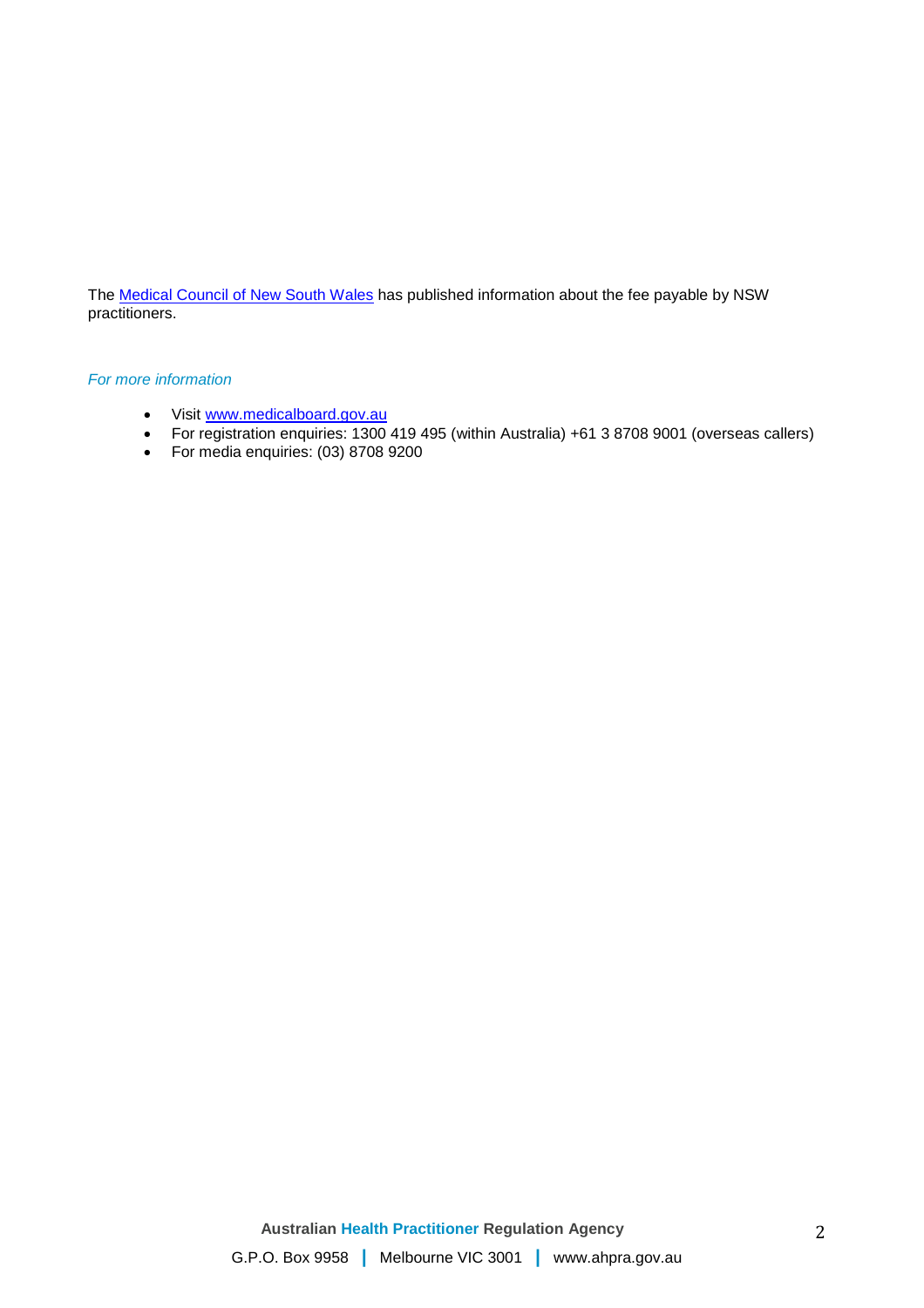The Medical Council of New South Wales has published information about the fee payable by NSW practitioners.

*For more information*

- Visit www.medicalboard.gov.au
- For registration enquiries: 1300 419 495 (within Australia) +61 3 8708 9001 (overseas callers)
- For media enquiries: (03) 8708 9200